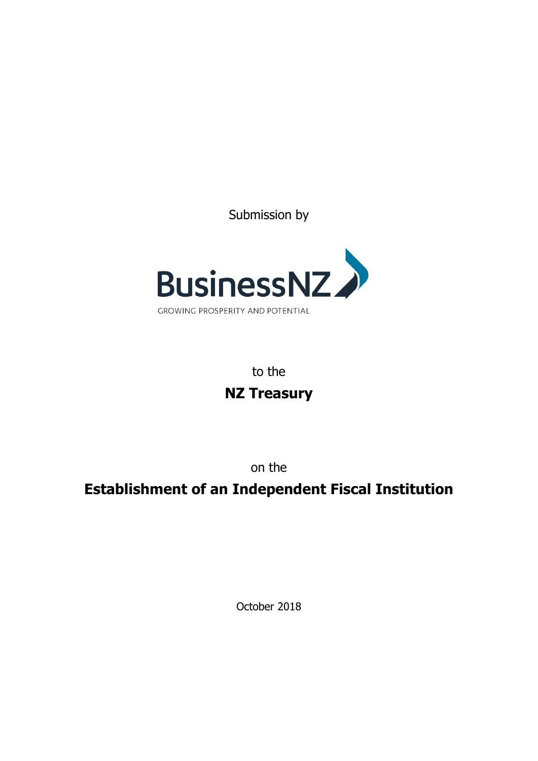Submission by

BusinessNZ

GROWING PROSPERITY AND POTENTIAL

to the

**NZ Treasury**

on the

# Establishment of an Independent Fiscal Institution

October 2018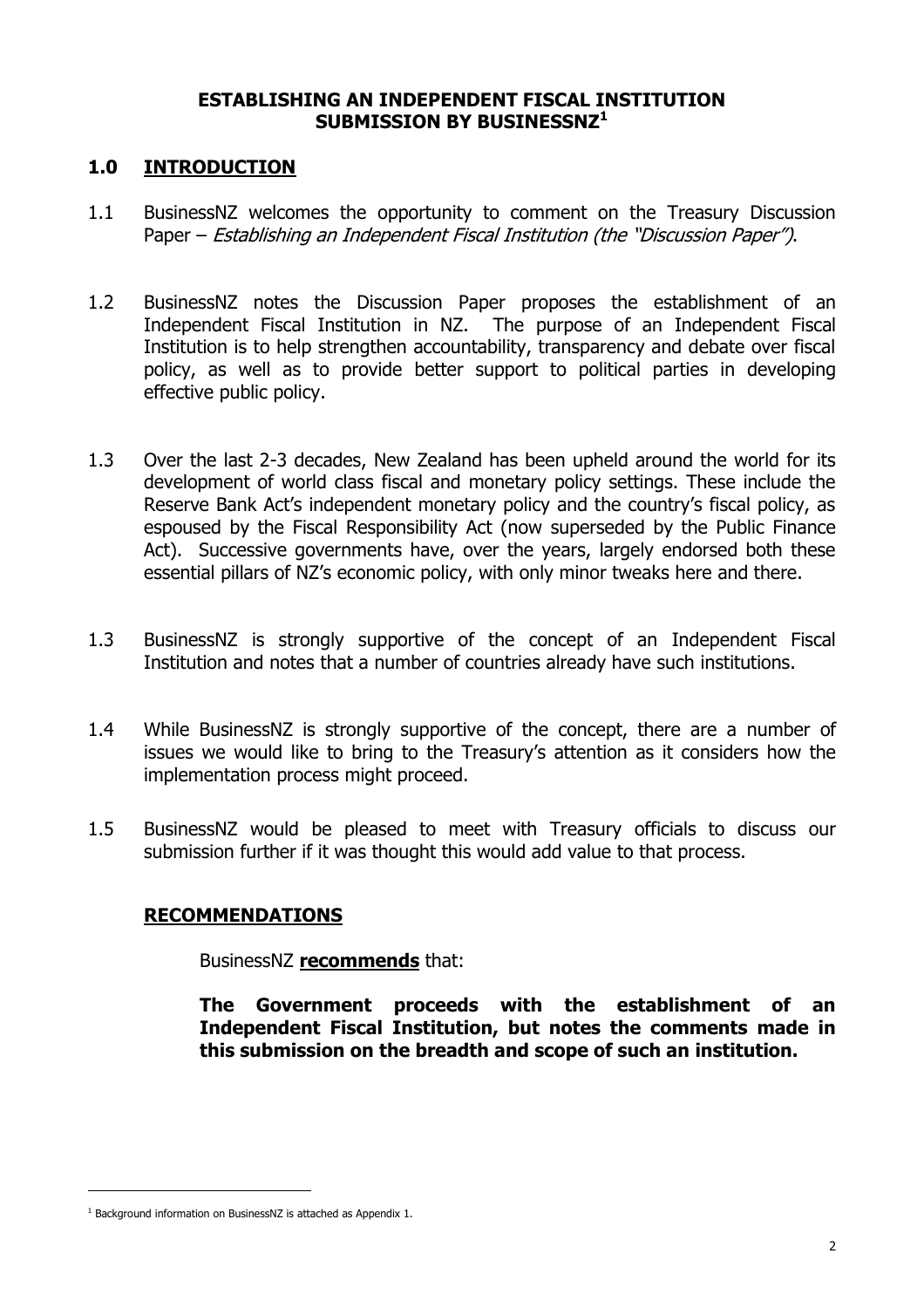# ESTABLISHING AN INDEPENDENT FISCAL INSTITUTION SUBMISSION BY BUSINESSNZ[1]

## 1.0 INTRODUCTION

1.1 BusinessNZ welcomes the opportunity to comment on the Treasury Discussion Paper – *Establishing an Independent Fiscal Institution (the "Discussion Paper")*.

1.2 BusinessNZ notes the Discussion Paper proposes the establishment of an Independent Fiscal Institution in NZ. The purpose of an Independent Fiscal Institution is to help strengthen accountability, transparency and debate over fiscal policy, as well as to provide better support to political parties in developing effective public policy.

1.3 Over the last 2-3 decades, New Zealand has been upheld around the world for its development of world class fiscal and monetary policy settings. These include the Reserve Bank Act's independent monetary policy and the country's fiscal policy, as espoused by the Fiscal Responsibility Act (now superseded by the Public Finance Act). Successive governments have, over the years, largely endorsed both these essential pillars of NZ's economic policy, with only minor tweaks here and there.

1.3 BusinessNZ is strongly supportive of the concept of an Independent Fiscal Institution and notes that a number of countries already have such institutions.

1.4 While BusinessNZ is strongly supportive of the concept, there are a number of issues we would like to bring to the Treasury's attention as it considers how the implementation process might proceed.

1.5 BusinessNZ would be pleased to meet with Treasury officials to discuss our submission further if it was thought this would add value to that process.

### RECOMMENDATIONS

BusinessNZ **recommends** that:

**The Government proceeds with the establishment of an Independent Fiscal Institution, but notes the comments made in this submission on the breadth and scope of such an institution.**

[1] Background information on BusinessNZ is attached as Appendix 1.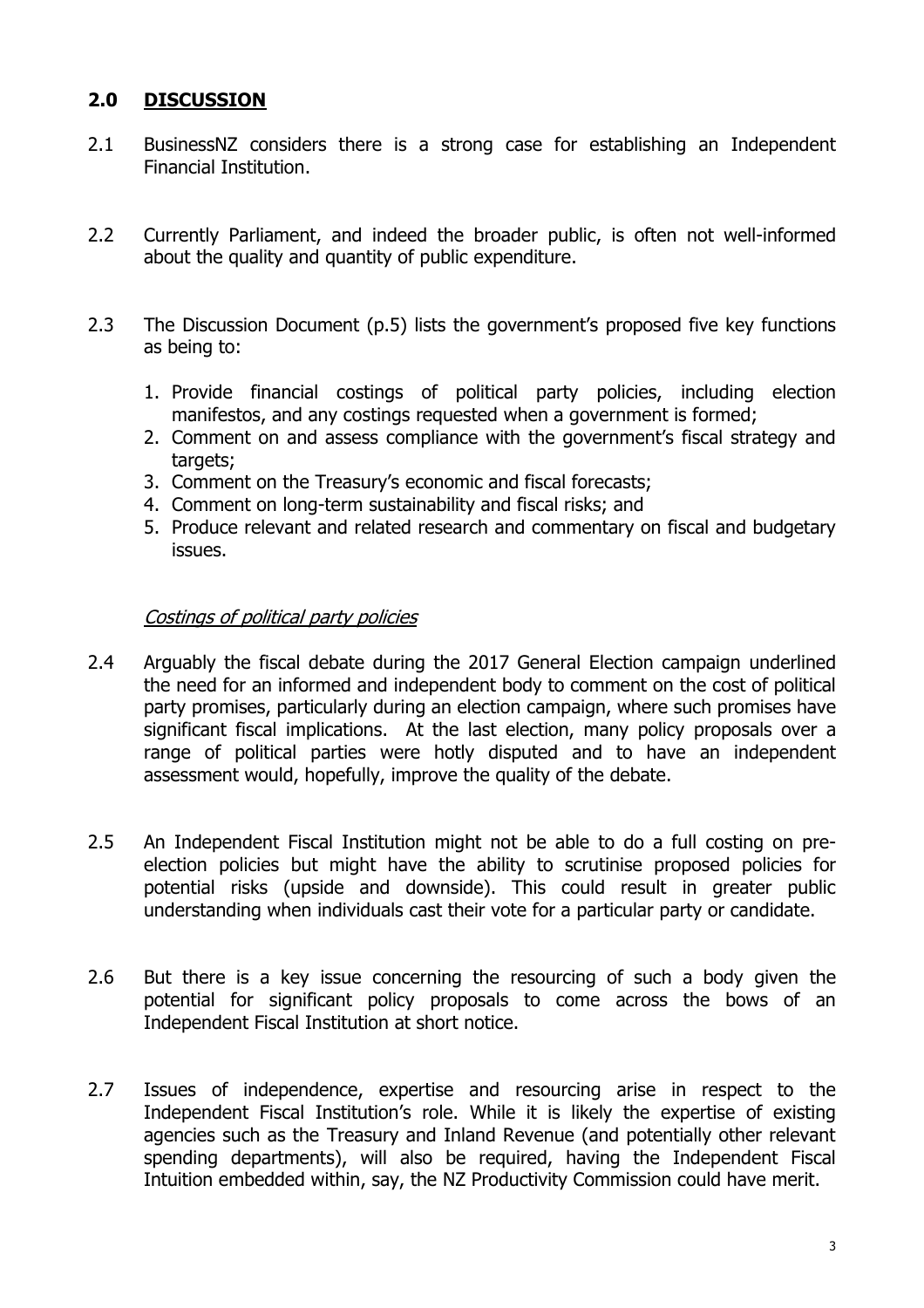## 2.0 DISCUSSION

2.1 BusinessNZ considers there is a strong case for establishing an Independent Financial Institution.

2.2 Currently Parliament, and indeed the broader public, is often not well-informed about the quality and quantity of public expenditure.

2.3 The Discussion Document (p.5) lists the government's proposed five key functions as being to:

1. Provide financial costings of political party policies, including election manifestos, and any costings requested when a government is formed;
2. Comment on and assess compliance with the government's fiscal strategy and targets;
3. Comment on the Treasury's economic and fiscal forecasts;
4. Comment on long-term sustainability and fiscal risks; and
5. Produce relevant and related research and commentary on fiscal and budgetary issues.

*Costings of political party policies*

2.4 Arguably the fiscal debate during the 2017 General Election campaign underlined the need for an informed and independent body to comment on the cost of political party promises, particularly during an election campaign, where such promises have significant fiscal implications. At the last election, many policy proposals over a range of political parties were hotly disputed and to have an independent assessment would, hopefully, improve the quality of the debate.

2.5 An Independent Fiscal Institution might not be able to do a full costing on pre-election policies but might have the ability to scrutinise proposed policies for potential risks (upside and downside). This could result in greater public understanding when individuals cast their vote for a particular party or candidate.

2.6 But there is a key issue concerning the resourcing of such a body given the potential for significant policy proposals to come across the bows of an Independent Fiscal Institution at short notice.

2.7 Issues of independence, expertise and resourcing arise in respect to the Independent Fiscal Institution's role. While it is likely the expertise of existing agencies such as the Treasury and Inland Revenue (and potentially other relevant spending departments), will also be required, having the Independent Fiscal Intuition embedded within, say, the NZ Productivity Commission could have merit.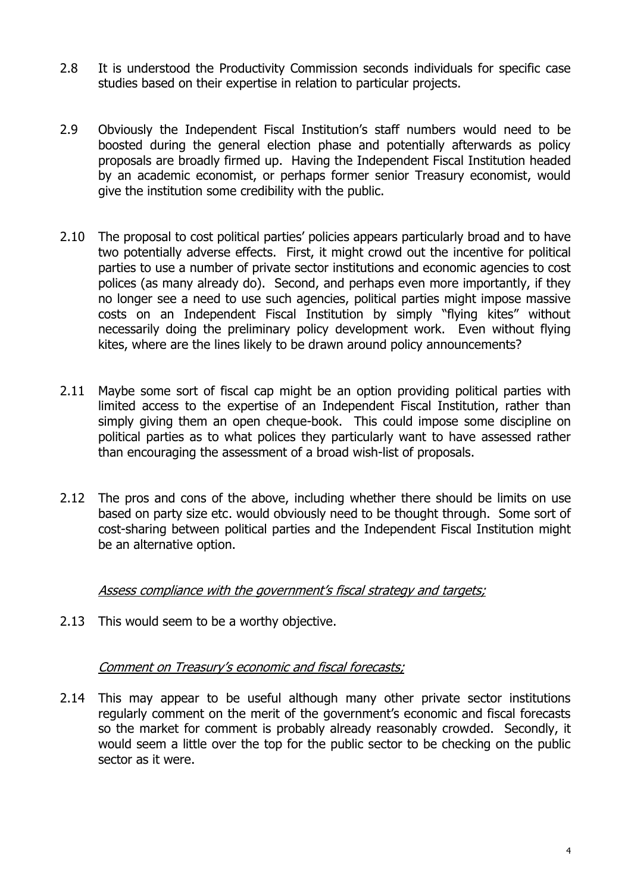2.8 It is understood the Productivity Commission seconds individuals for specific case studies based on their expertise in relation to particular projects.

2.9 Obviously the Independent Fiscal Institution's staff numbers would need to be boosted during the general election phase and potentially afterwards as policy proposals are broadly firmed up. Having the Independent Fiscal Institution headed by an academic economist, or perhaps former senior Treasury economist, would give the institution some credibility with the public.

2.10 The proposal to cost political parties' policies appears particularly broad and to have two potentially adverse effects. First, it might crowd out the incentive for political parties to use a number of private sector institutions and economic agencies to cost polices (as many already do). Second, and perhaps even more importantly, if they no longer see a need to use such agencies, political parties might impose massive costs on an Independent Fiscal Institution by simply "flying kites" without necessarily doing the preliminary policy development work. Even without flying kites, where are the lines likely to be drawn around policy announcements?

2.11 Maybe some sort of fiscal cap might be an option providing political parties with limited access to the expertise of an Independent Fiscal Institution, rather than simply giving them an open cheque-book. This could impose some discipline on political parties as to what polices they particularly want to have assessed rather than encouraging the assessment of a broad wish-list of proposals.

2.12 The pros and cons of the above, including whether there should be limits on use based on party size etc. would obviously need to be thought through. Some sort of cost-sharing between political parties and the Independent Fiscal Institution might be an alternative option.

*Assess compliance with the government's fiscal strategy and targets;*

2.13 This would seem to be a worthy objective.

*Comment on Treasury's economic and fiscal forecasts;*

2.14 This may appear to be useful although many other private sector institutions regularly comment on the merit of the government's economic and fiscal forecasts so the market for comment is probably already reasonably crowded. Secondly, it would seem a little over the top for the public sector to be checking on the public sector as it were.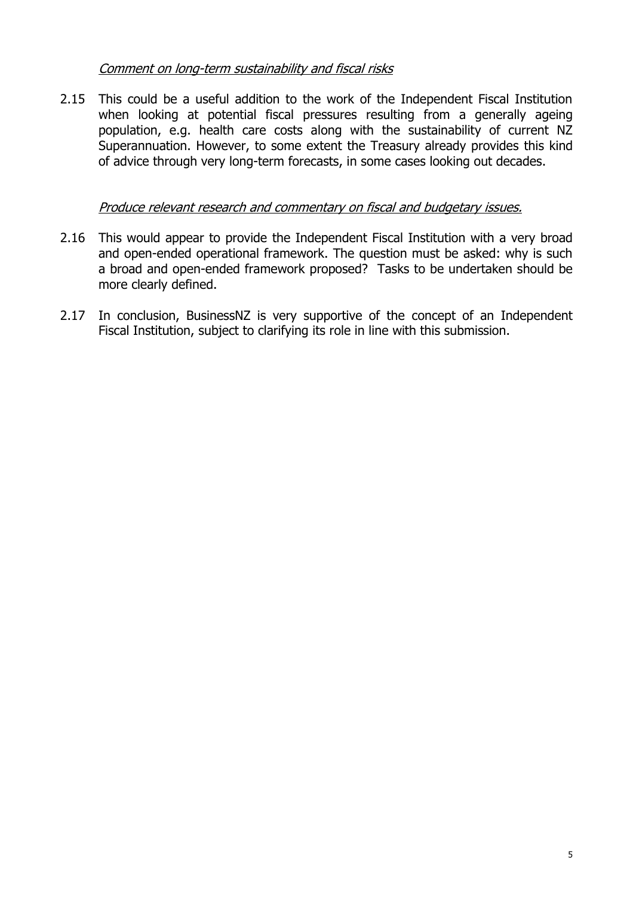*Comment on long-term sustainability and fiscal risks*

2.15 This could be a useful addition to the work of the Independent Fiscal Institution when looking at potential fiscal pressures resulting from a generally ageing population, e.g. health care costs along with the sustainability of current NZ Superannuation. However, to some extent the Treasury already provides this kind of advice through very long-term forecasts, in some cases looking out decades.

*Produce relevant research and commentary on fiscal and budgetary issues.*

2.16 This would appear to provide the Independent Fiscal Institution with a very broad and open-ended operational framework. The question must be asked: why is such a broad and open-ended framework proposed? Tasks to be undertaken should be more clearly defined.

2.17 In conclusion, BusinessNZ is very supportive of the concept of an Independent Fiscal Institution, subject to clarifying its role in line with this submission.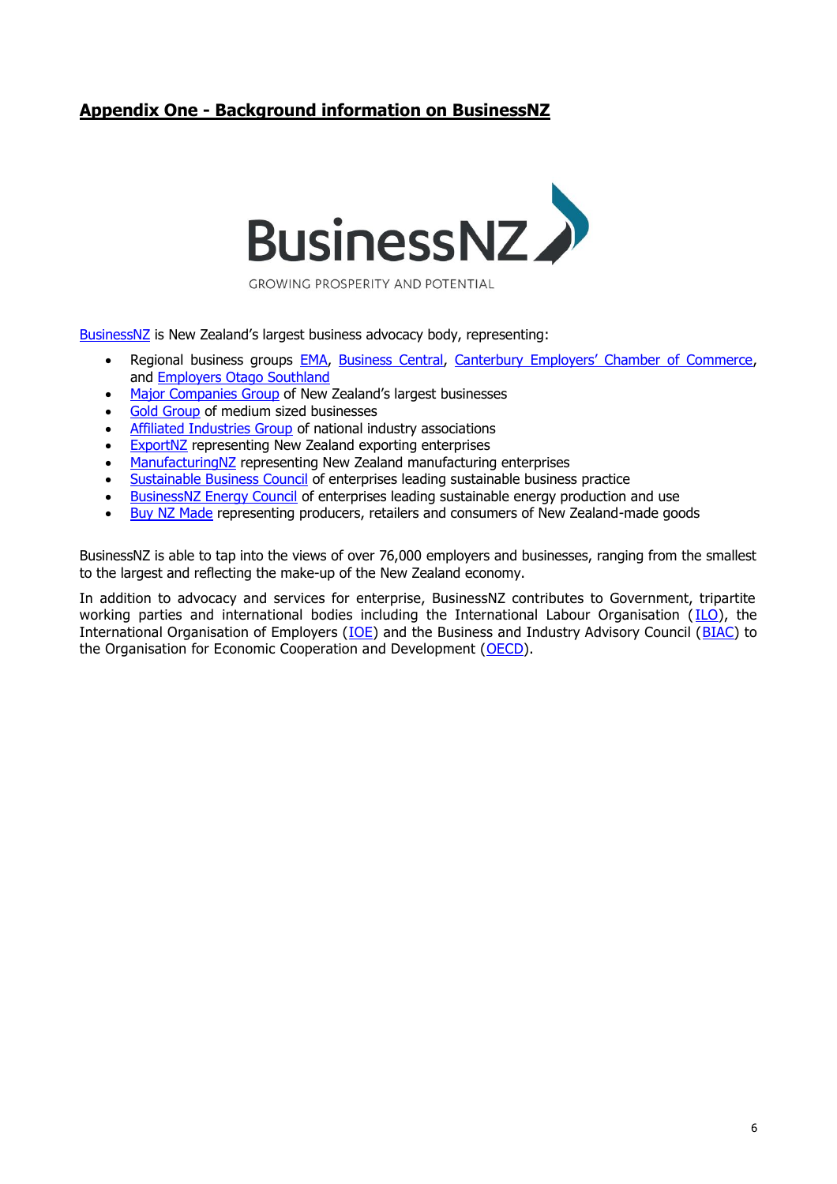## Appendix One - Background information on BusinessNZ

BusinessNZ

GROWING PROSPERITY AND POTENTIAL

BusinessNZ is New Zealand's largest business advocacy body, representing:

- Regional business groups EMA, Business Central, Canterbury Employers' Chamber of Commerce, and Employers Otago Southland
- Major Companies Group of New Zealand's largest businesses
- Gold Group of medium sized businesses
- Affiliated Industries Group of national industry associations
- ExportNZ representing New Zealand exporting enterprises
- ManufacturingNZ representing New Zealand manufacturing enterprises
- Sustainable Business Council of enterprises leading sustainable business practice
- BusinessNZ Energy Council of enterprises leading sustainable energy production and use
- Buy NZ Made representing producers, retailers and consumers of New Zealand-made goods

BusinessNZ is able to tap into the views of over 76,000 employers and businesses, ranging from the smallest to the largest and reflecting the make-up of the New Zealand economy.

In addition to advocacy and services for enterprise, BusinessNZ contributes to Government, tripartite working parties and international bodies including the International Labour Organisation (ILO), the International Organisation of Employers (IOE) and the Business and Industry Advisory Council (BIAC) to the Organisation for Economic Cooperation and Development (OECD).